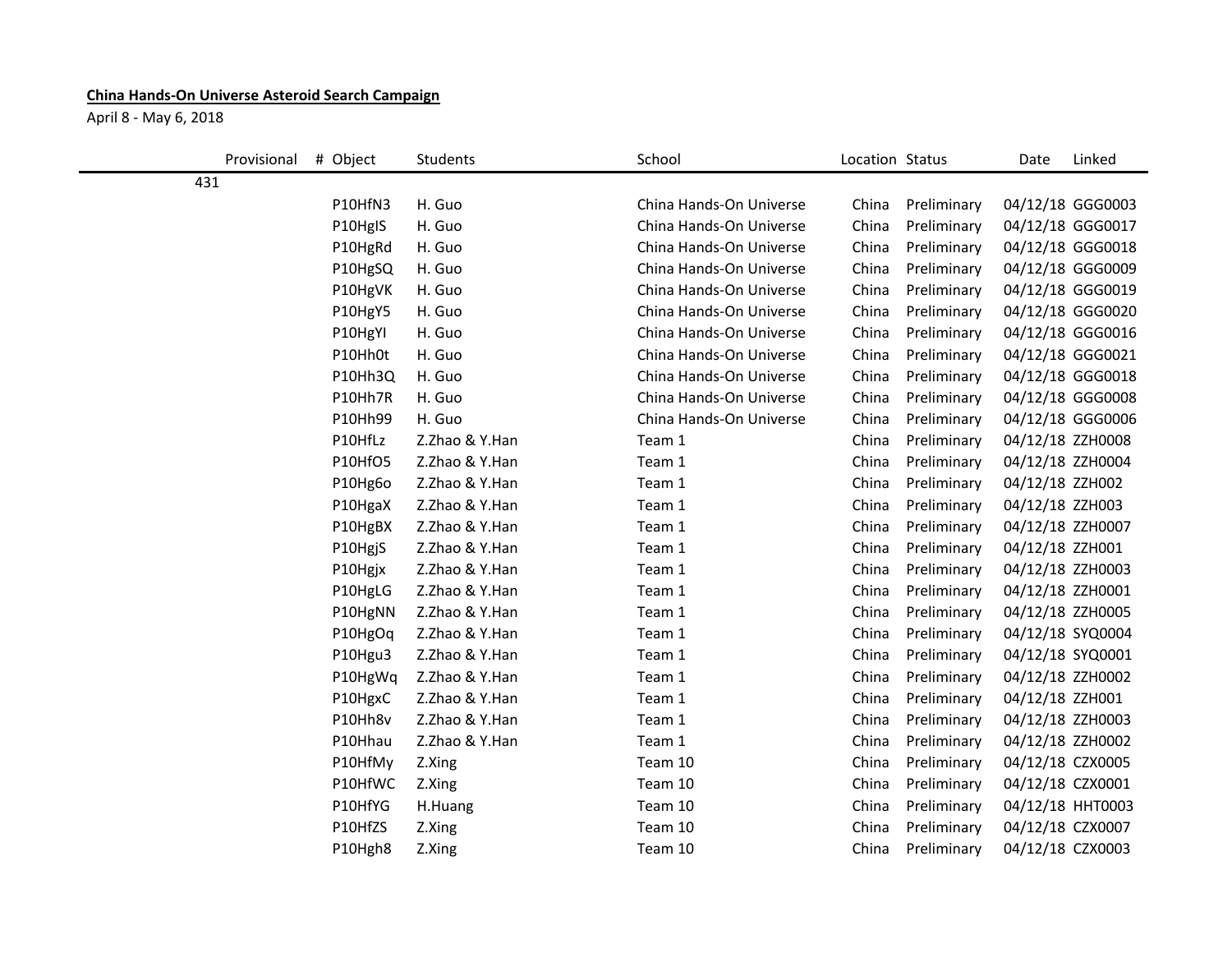**China Hands-On Universe Asteroid Search Campaign**

April 8 - May 6, 2018

| Provisional | # | Object | Students | School | Location | Status | Date | Linked |
|---|---|---|---|---|---|---|---|---|
| 431 | | | | | | | | |
| | | P10HfN3 | H. Guo | China Hands-On Universe | China | Preliminary | 04/12/18 | GGG0003 |
| | | P10HglS | H. Guo | China Hands-On Universe | China | Preliminary | 04/12/18 | GGG0017 |
| | | P10HgRd | H. Guo | China Hands-On Universe | China | Preliminary | 04/12/18 | GGG0018 |
| | | P10HgSQ | H. Guo | China Hands-On Universe | China | Preliminary | 04/12/18 | GGG0009 |
| | | P10HgVK | H. Guo | China Hands-On Universe | China | Preliminary | 04/12/18 | GGG0019 |
| | | P10HgY5 | H. Guo | China Hands-On Universe | China | Preliminary | 04/12/18 | GGG0020 |
| | | P10HgYI | H. Guo | China Hands-On Universe | China | Preliminary | 04/12/18 | GGG0016 |
| | | P10Hh0t | H. Guo | China Hands-On Universe | China | Preliminary | 04/12/18 | GGG0021 |
| | | P10Hh3Q | H. Guo | China Hands-On Universe | China | Preliminary | 04/12/18 | GGG0018 |
| | | P10Hh7R | H. Guo | China Hands-On Universe | China | Preliminary | 04/12/18 | GGG0008 |
| | | P10Hh99 | H. Guo | China Hands-On Universe | China | Preliminary | 04/12/18 | GGG0006 |
| | | P10HfLz | Z.Zhao & Y.Han | Team 1 | China | Preliminary | 04/12/18 | ZZH0008 |
| | | P10HfO5 | Z.Zhao & Y.Han | Team 1 | China | Preliminary | 04/12/18 | ZZH0004 |
| | | P10Hg6o | Z.Zhao & Y.Han | Team 1 | China | Preliminary | 04/12/18 | ZZH002 |
| | | P10HgaX | Z.Zhao & Y.Han | Team 1 | China | Preliminary | 04/12/18 | ZZH003 |
| | | P10HgBX | Z.Zhao & Y.Han | Team 1 | China | Preliminary | 04/12/18 | ZZH0007 |
| | | P10HgjS | Z.Zhao & Y.Han | Team 1 | China | Preliminary | 04/12/18 | ZZH001 |
| | | P10Hgjx | Z.Zhao & Y.Han | Team 1 | China | Preliminary | 04/12/18 | ZZH0003 |
| | | P10HgLG | Z.Zhao & Y.Han | Team 1 | China | Preliminary | 04/12/18 | ZZH0001 |
| | | P10HgNN | Z.Zhao & Y.Han | Team 1 | China | Preliminary | 04/12/18 | ZZH0005 |
| | | P10HgOq | Z.Zhao & Y.Han | Team 1 | China | Preliminary | 04/12/18 | SYQ0004 |
| | | P10Hgu3 | Z.Zhao & Y.Han | Team 1 | China | Preliminary | 04/12/18 | SYQ0001 |
| | | P10HgWq | Z.Zhao & Y.Han | Team 1 | China | Preliminary | 04/12/18 | ZZH0002 |
| | | P10HgxC | Z.Zhao & Y.Han | Team 1 | China | Preliminary | 04/12/18 | ZZH001 |
| | | P10Hh8v | Z.Zhao & Y.Han | Team 1 | China | Preliminary | 04/12/18 | ZZH0003 |
| | | P10Hhau | Z.Zhao & Y.Han | Team 1 | China | Preliminary | 04/12/18 | ZZH0002 |
| | | P10HfMy | Z.Xing | Team 10 | China | Preliminary | 04/12/18 | CZX0005 |
| | | P10HfWC | Z.Xing | Team 10 | China | Preliminary | 04/12/18 | CZX0001 |
| | | P10HfYG | H.Huang | Team 10 | China | Preliminary | 04/12/18 | HHT0003 |
| | | P10HfZS | Z.Xing | Team 10 | China | Preliminary | 04/12/18 | CZX0007 |
| | | P10Hgh8 | Z.Xing | Team 10 | China | Preliminary | 04/12/18 | CZX0003 |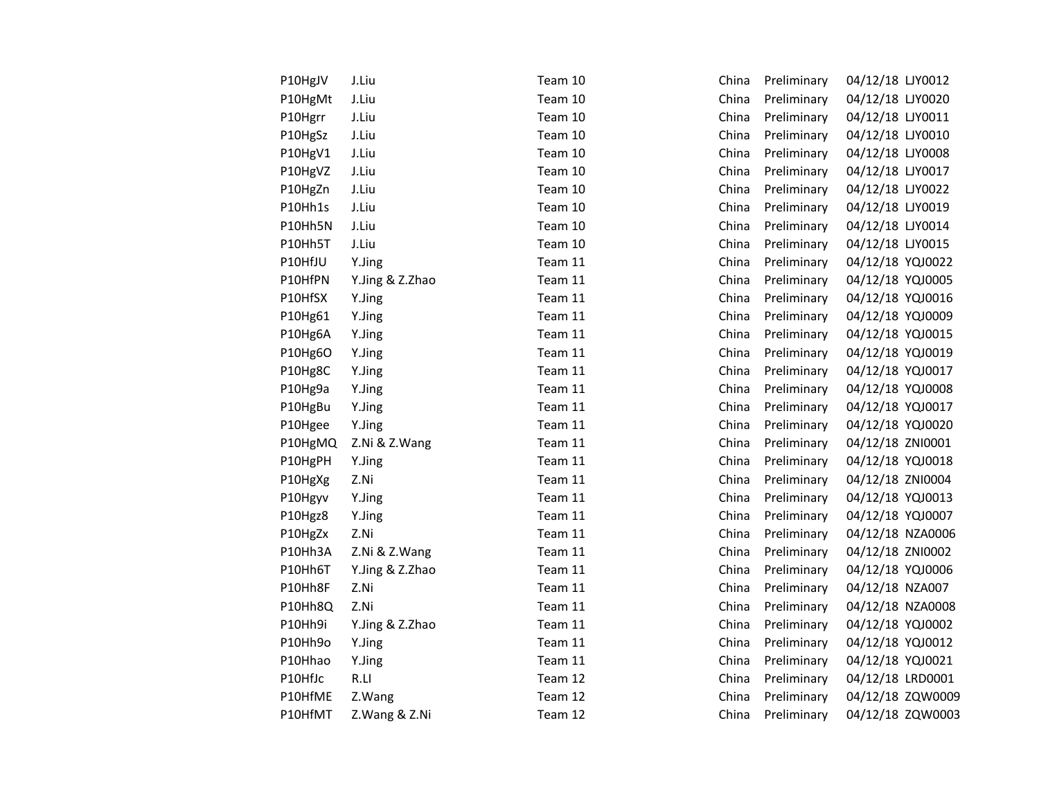| | | | | | | |
|---|---|---|---|---|---|---|
| P10HgJV | J.Liu | Team 10 | China | Preliminary | 04/12/18 | LJY0012 |
| P10HgMt | J.Liu | Team 10 | China | Preliminary | 04/12/18 | LJY0020 |
| P10Hgrr | J.Liu | Team 10 | China | Preliminary | 04/12/18 | LJY0011 |
| P10HgSz | J.Liu | Team 10 | China | Preliminary | 04/12/18 | LJY0010 |
| P10HgV1 | J.Liu | Team 10 | China | Preliminary | 04/12/18 | LJY0008 |
| P10HgVZ | J.Liu | Team 10 | China | Preliminary | 04/12/18 | LJY0017 |
| P10HgZn | J.Liu | Team 10 | China | Preliminary | 04/12/18 | LJY0022 |
| P10Hh1s | J.Liu | Team 10 | China | Preliminary | 04/12/18 | LJY0019 |
| P10Hh5N | J.Liu | Team 10 | China | Preliminary | 04/12/18 | LJY0014 |
| P10Hh5T | J.Liu | Team 10 | China | Preliminary | 04/12/18 | LJY0015 |
| P10HfJU | Y.Jing | Team 11 | China | Preliminary | 04/12/18 | YQJ0022 |
| P10HfPN | Y.Jing & Z.Zhao | Team 11 | China | Preliminary | 04/12/18 | YQJ0005 |
| P10HfSX | Y.Jing | Team 11 | China | Preliminary | 04/12/18 | YQJ0016 |
| P10Hg61 | Y.Jing | Team 11 | China | Preliminary | 04/12/18 | YQJ0009 |
| P10Hg6A | Y.Jing | Team 11 | China | Preliminary | 04/12/18 | YQJ0015 |
| P10Hg6O | Y.Jing | Team 11 | China | Preliminary | 04/12/18 | YQJ0019 |
| P10Hg8C | Y.Jing | Team 11 | China | Preliminary | 04/12/18 | YQJ0017 |
| P10Hg9a | Y.Jing | Team 11 | China | Preliminary | 04/12/18 | YQJ0008 |
| P10HgBu | Y.Jing | Team 11 | China | Preliminary | 04/12/18 | YQJ0017 |
| P10Hgee | Y.Jing | Team 11 | China | Preliminary | 04/12/18 | YQJ0020 |
| P10HgMQ | Z.Ni & Z.Wang | Team 11 | China | Preliminary | 04/12/18 | ZNI0001 |
| P10HgPH | Y.Jing | Team 11 | China | Preliminary | 04/12/18 | YQJ0018 |
| P10HgXg | Z.Ni | Team 11 | China | Preliminary | 04/12/18 | ZNI0004 |
| P10Hgyv | Y.Jing | Team 11 | China | Preliminary | 04/12/18 | YQJ0013 |
| P10Hgz8 | Y.Jing | Team 11 | China | Preliminary | 04/12/18 | YQJ0007 |
| P10HgZx | Z.Ni | Team 11 | China | Preliminary | 04/12/18 | NZA0006 |
| P10Hh3A | Z.Ni & Z.Wang | Team 11 | China | Preliminary | 04/12/18 | ZNI0002 |
| P10Hh6T | Y.Jing & Z.Zhao | Team 11 | China | Preliminary | 04/12/18 | YQJ0006 |
| P10Hh8F | Z.Ni | Team 11 | China | Preliminary | 04/12/18 | NZA007 |
| P10Hh8Q | Z.Ni | Team 11 | China | Preliminary | 04/12/18 | NZA0008 |
| P10Hh9i | Y.Jing & Z.Zhao | Team 11 | China | Preliminary | 04/12/18 | YQJ0002 |
| P10Hh9o | Y.Jing | Team 11 | China | Preliminary | 04/12/18 | YQJ0012 |
| P10Hhao | Y.Jing | Team 11 | China | Preliminary | 04/12/18 | YQJ0021 |
| P10HfJc | R.LI | Team 12 | China | Preliminary | 04/12/18 | LRD0001 |
| P10HfME | Z.Wang | Team 12 | China | Preliminary | 04/12/18 | ZQW0009 |
| P10HfMT | Z.Wang & Z.Ni | Team 12 | China | Preliminary | 04/12/18 | ZQW0003 |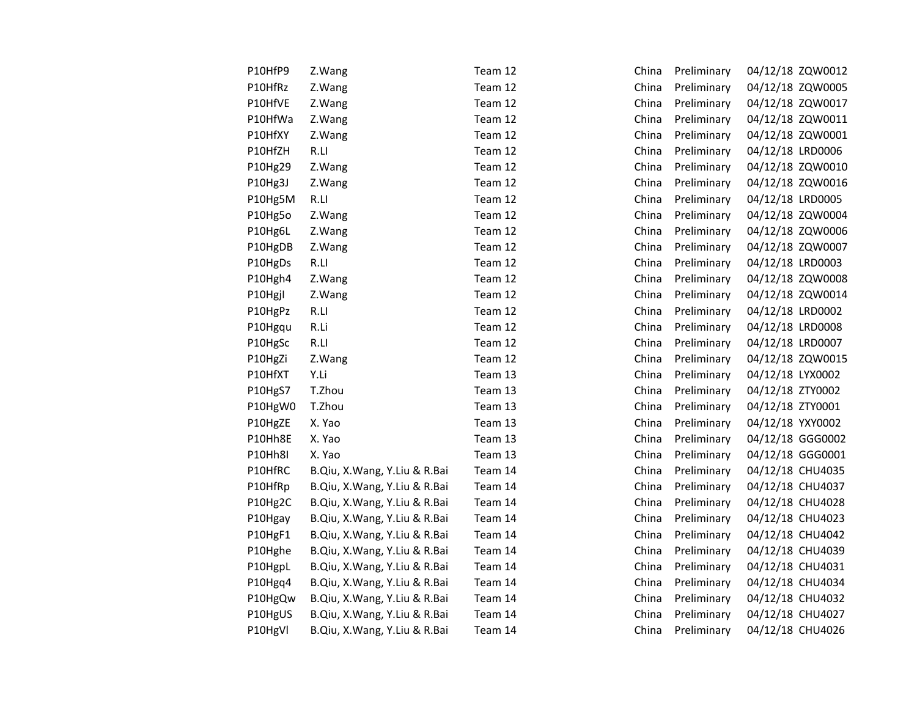| | | | | | | |
|---|---|---|---|---|---|---|
| P10HfP9 | Z.Wang | Team 12 | China | Preliminary | 04/12/18 | ZQW0012 |
| P10HfRz | Z.Wang | Team 12 | China | Preliminary | 04/12/18 | ZQW0005 |
| P10HfVE | Z.Wang | Team 12 | China | Preliminary | 04/12/18 | ZQW0017 |
| P10HfWa | Z.Wang | Team 12 | China | Preliminary | 04/12/18 | ZQW0011 |
| P10HfXY | Z.Wang | Team 12 | China | Preliminary | 04/12/18 | ZQW0001 |
| P10HfZH | R.LI | Team 12 | China | Preliminary | 04/12/18 | LRD0006 |
| P10Hg29 | Z.Wang | Team 12 | China | Preliminary | 04/12/18 | ZQW0010 |
| P10Hg3J | Z.Wang | Team 12 | China | Preliminary | 04/12/18 | ZQW0016 |
| P10Hg5M | R.LI | Team 12 | China | Preliminary | 04/12/18 | LRD0005 |
| P10Hg5o | Z.Wang | Team 12 | China | Preliminary | 04/12/18 | ZQW0004 |
| P10Hg6L | Z.Wang | Team 12 | China | Preliminary | 04/12/18 | ZQW0006 |
| P10HgDB | Z.Wang | Team 12 | China | Preliminary | 04/12/18 | ZQW0007 |
| P10HgDs | R.LI | Team 12 | China | Preliminary | 04/12/18 | LRD0003 |
| P10Hgh4 | Z.Wang | Team 12 | China | Preliminary | 04/12/18 | ZQW0008 |
| P10HgjI | Z.Wang | Team 12 | China | Preliminary | 04/12/18 | ZQW0014 |
| P10HgPz | R.LI | Team 12 | China | Preliminary | 04/12/18 | LRD0002 |
| P10Hgqu | R.Li | Team 12 | China | Preliminary | 04/12/18 | LRD0008 |
| P10HgSc | R.LI | Team 12 | China | Preliminary | 04/12/18 | LRD0007 |
| P10HgZi | Z.Wang | Team 12 | China | Preliminary | 04/12/18 | ZQW0015 |
| P10HfXT | Y.Li | Team 13 | China | Preliminary | 04/12/18 | LYX0002 |
| P10HgS7 | T.Zhou | Team 13 | China | Preliminary | 04/12/18 | ZTY0002 |
| P10HgW0 | T.Zhou | Team 13 | China | Preliminary | 04/12/18 | ZTY0001 |
| P10HgZE | X. Yao | Team 13 | China | Preliminary | 04/12/18 | YXY0002 |
| P10Hh8E | X. Yao | Team 13 | China | Preliminary | 04/12/18 | GGG0002 |
| P10Hh8I | X. Yao | Team 13 | China | Preliminary | 04/12/18 | GGG0001 |
| P10HfRC | B.Qiu, X.Wang, Y.Liu & R.Bai | Team 14 | China | Preliminary | 04/12/18 | CHU4035 |
| P10HfRp | B.Qiu, X.Wang, Y.Liu & R.Bai | Team 14 | China | Preliminary | 04/12/18 | CHU4037 |
| P10Hg2C | B.Qiu, X.Wang, Y.Liu & R.Bai | Team 14 | China | Preliminary | 04/12/18 | CHU4028 |
| P10Hgay | B.Qiu, X.Wang, Y.Liu & R.Bai | Team 14 | China | Preliminary | 04/12/18 | CHU4023 |
| P10HgF1 | B.Qiu, X.Wang, Y.Liu & R.Bai | Team 14 | China | Preliminary | 04/12/18 | CHU4042 |
| P10Hghe | B.Qiu, X.Wang, Y.Liu & R.Bai | Team 14 | China | Preliminary | 04/12/18 | CHU4039 |
| P10HgpL | B.Qiu, X.Wang, Y.Liu & R.Bai | Team 14 | China | Preliminary | 04/12/18 | CHU4031 |
| P10Hgq4 | B.Qiu, X.Wang, Y.Liu & R.Bai | Team 14 | China | Preliminary | 04/12/18 | CHU4034 |
| P10HgQw | B.Qiu, X.Wang, Y.Liu & R.Bai | Team 14 | China | Preliminary | 04/12/18 | CHU4032 |
| P10HgUS | B.Qiu, X.Wang, Y.Liu & R.Bai | Team 14 | China | Preliminary | 04/12/18 | CHU4027 |
| P10HgVl | B.Qiu, X.Wang, Y.Liu & R.Bai | Team 14 | China | Preliminary | 04/12/18 | CHU4026 |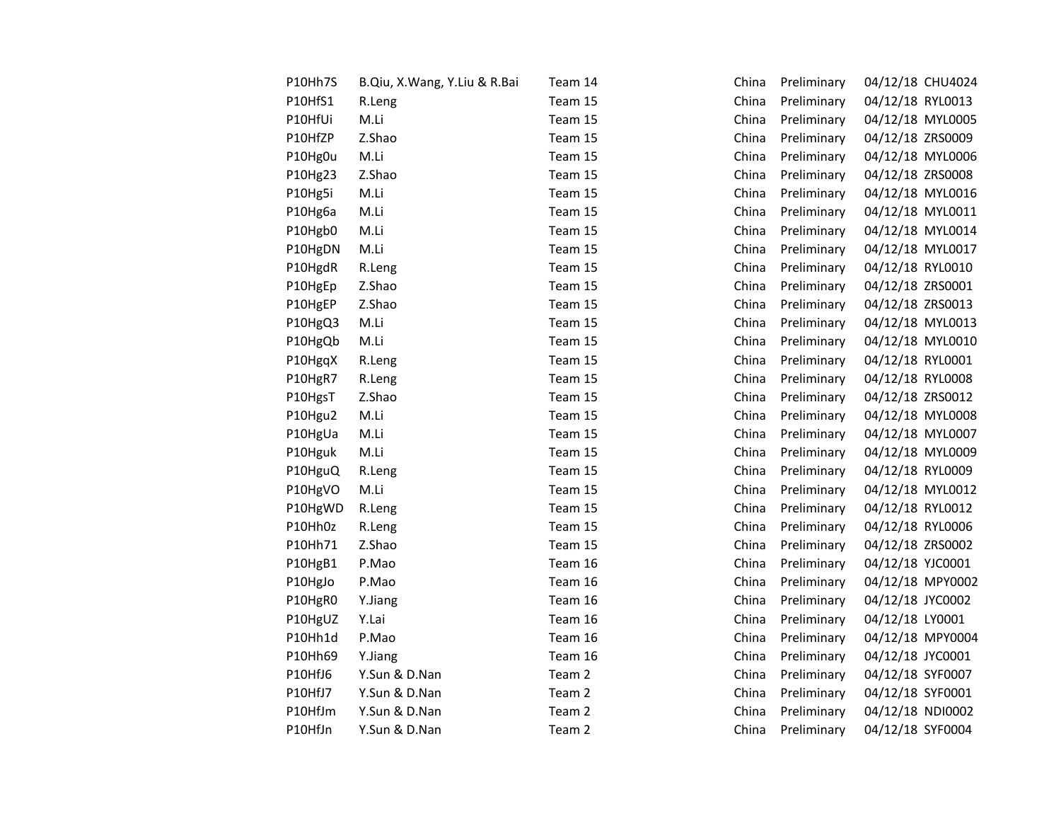| | | | | | | |
|---|---|---|---|---|---|---|
| P10Hh7S | B.Qiu, X.Wang, Y.Liu & R.Bai | Team 14 | China | Preliminary | 04/12/18 | CHU4024 |
| P10HfS1 | R.Leng | Team 15 | China | Preliminary | 04/12/18 | RYL0013 |
| P10HfUi | M.Li | Team 15 | China | Preliminary | 04/12/18 | MYL0005 |
| P10HfZP | Z.Shao | Team 15 | China | Preliminary | 04/12/18 | ZRS0009 |
| P10Hg0u | M.Li | Team 15 | China | Preliminary | 04/12/18 | MYL0006 |
| P10Hg23 | Z.Shao | Team 15 | China | Preliminary | 04/12/18 | ZRS0008 |
| P10Hg5i | M.Li | Team 15 | China | Preliminary | 04/12/18 | MYL0016 |
| P10Hg6a | M.Li | Team 15 | China | Preliminary | 04/12/18 | MYL0011 |
| P10Hgb0 | M.Li | Team 15 | China | Preliminary | 04/12/18 | MYL0014 |
| P10HgDN | M.Li | Team 15 | China | Preliminary | 04/12/18 | MYL0017 |
| P10HgdR | R.Leng | Team 15 | China | Preliminary | 04/12/18 | RYL0010 |
| P10HgEp | Z.Shao | Team 15 | China | Preliminary | 04/12/18 | ZRS0001 |
| P10HgEP | Z.Shao | Team 15 | China | Preliminary | 04/12/18 | ZRS0013 |
| P10HgQ3 | M.Li | Team 15 | China | Preliminary | 04/12/18 | MYL0013 |
| P10HgQb | M.Li | Team 15 | China | Preliminary | 04/12/18 | MYL0010 |
| P10HgqX | R.Leng | Team 15 | China | Preliminary | 04/12/18 | RYL0001 |
| P10HgR7 | R.Leng | Team 15 | China | Preliminary | 04/12/18 | RYL0008 |
| P10HgsT | Z.Shao | Team 15 | China | Preliminary | 04/12/18 | ZRS0012 |
| P10Hgu2 | M.Li | Team 15 | China | Preliminary | 04/12/18 | MYL0008 |
| P10HgUa | M.Li | Team 15 | China | Preliminary | 04/12/18 | MYL0007 |
| P10Hguk | M.Li | Team 15 | China | Preliminary | 04/12/18 | MYL0009 |
| P10HguQ | R.Leng | Team 15 | China | Preliminary | 04/12/18 | RYL0009 |
| P10HgVO | M.Li | Team 15 | China | Preliminary | 04/12/18 | MYL0012 |
| P10HgWD | R.Leng | Team 15 | China | Preliminary | 04/12/18 | RYL0012 |
| P10Hh0z | R.Leng | Team 15 | China | Preliminary | 04/12/18 | RYL0006 |
| P10Hh71 | Z.Shao | Team 15 | China | Preliminary | 04/12/18 | ZRS0002 |
| P10HgB1 | P.Mao | Team 16 | China | Preliminary | 04/12/18 | YJC0001 |
| P10HgJo | P.Mao | Team 16 | China | Preliminary | 04/12/18 | MPY0002 |
| P10HgR0 | Y.Jiang | Team 16 | China | Preliminary | 04/12/18 | JYC0002 |
| P10HgUZ | Y.Lai | Team 16 | China | Preliminary | 04/12/18 | LY0001 |
| P10Hh1d | P.Mao | Team 16 | China | Preliminary | 04/12/18 | MPY0004 |
| P10Hh69 | Y.Jiang | Team 16 | China | Preliminary | 04/12/18 | JYC0001 |
| P10HfJ6 | Y.Sun & D.Nan | Team 2 | China | Preliminary | 04/12/18 | SYF0007 |
| P10HfJ7 | Y.Sun & D.Nan | Team 2 | China | Preliminary | 04/12/18 | SYF0001 |
| P10HfJm | Y.Sun & D.Nan | Team 2 | China | Preliminary | 04/12/18 | NDI0002 |
| P10HfJn | Y.Sun & D.Nan | Team 2 | China | Preliminary | 04/12/18 | SYF0004 |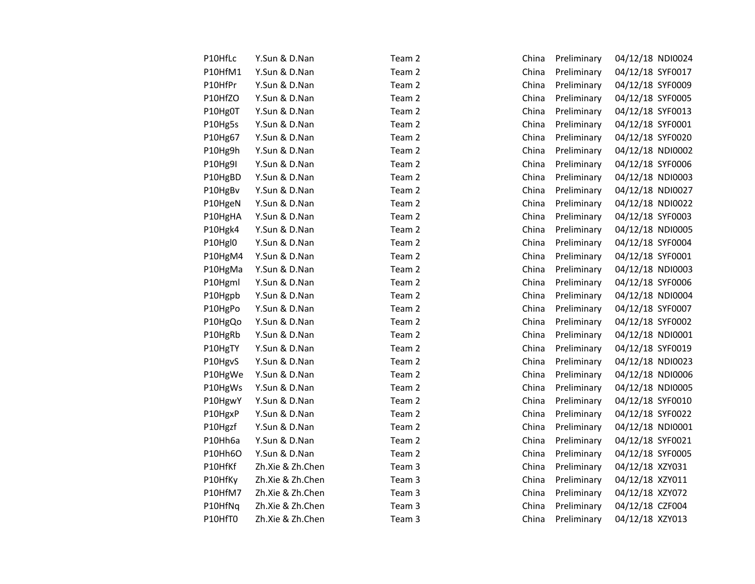| | | | | | | |
|---|---|---|---|---|---|---|
| P10HfLc | Y.Sun & D.Nan | Team 2 | China | Preliminary | 04/12/18 | NDI0024 |
| P10HfM1 | Y.Sun & D.Nan | Team 2 | China | Preliminary | 04/12/18 | SYF0017 |
| P10HfPr | Y.Sun & D.Nan | Team 2 | China | Preliminary | 04/12/18 | SYF0009 |
| P10HfZO | Y.Sun & D.Nan | Team 2 | China | Preliminary | 04/12/18 | SYF0005 |
| P10Hg0T | Y.Sun & D.Nan | Team 2 | China | Preliminary | 04/12/18 | SYF0013 |
| P10Hg5s | Y.Sun & D.Nan | Team 2 | China | Preliminary | 04/12/18 | SYF0001 |
| P10Hg67 | Y.Sun & D.Nan | Team 2 | China | Preliminary | 04/12/18 | SYF0020 |
| P10Hg9h | Y.Sun & D.Nan | Team 2 | China | Preliminary | 04/12/18 | NDI0002 |
| P10Hg9l | Y.Sun & D.Nan | Team 2 | China | Preliminary | 04/12/18 | SYF0006 |
| P10HgBD | Y.Sun & D.Nan | Team 2 | China | Preliminary | 04/12/18 | NDI0003 |
| P10HgBv | Y.Sun & D.Nan | Team 2 | China | Preliminary | 04/12/18 | NDI0027 |
| P10HgeN | Y.Sun & D.Nan | Team 2 | China | Preliminary | 04/12/18 | NDI0022 |
| P10HgHA | Y.Sun & D.Nan | Team 2 | China | Preliminary | 04/12/18 | SYF0003 |
| P10Hgk4 | Y.Sun & D.Nan | Team 2 | China | Preliminary | 04/12/18 | NDI0005 |
| P10Hgl0 | Y.Sun & D.Nan | Team 2 | China | Preliminary | 04/12/18 | SYF0004 |
| P10HgM4 | Y.Sun & D.Nan | Team 2 | China | Preliminary | 04/12/18 | SYF0001 |
| P10HgMa | Y.Sun & D.Nan | Team 2 | China | Preliminary | 04/12/18 | NDI0003 |
| P10Hgml | Y.Sun & D.Nan | Team 2 | China | Preliminary | 04/12/18 | SYF0006 |
| P10Hgpb | Y.Sun & D.Nan | Team 2 | China | Preliminary | 04/12/18 | NDI0004 |
| P10HgPo | Y.Sun & D.Nan | Team 2 | China | Preliminary | 04/12/18 | SYF0007 |
| P10HgQo | Y.Sun & D.Nan | Team 2 | China | Preliminary | 04/12/18 | SYF0002 |
| P10HgRb | Y.Sun & D.Nan | Team 2 | China | Preliminary | 04/12/18 | NDI0001 |
| P10HgTY | Y.Sun & D.Nan | Team 2 | China | Preliminary | 04/12/18 | SYF0019 |
| P10HgvS | Y.Sun & D.Nan | Team 2 | China | Preliminary | 04/12/18 | NDI0023 |
| P10HgWe | Y.Sun & D.Nan | Team 2 | China | Preliminary | 04/12/18 | NDI0006 |
| P10HgWs | Y.Sun & D.Nan | Team 2 | China | Preliminary | 04/12/18 | NDI0005 |
| P10HgwY | Y.Sun & D.Nan | Team 2 | China | Preliminary | 04/12/18 | SYF0010 |
| P10HgxP | Y.Sun & D.Nan | Team 2 | China | Preliminary | 04/12/18 | SYF0022 |
| P10Hgzf | Y.Sun & D.Nan | Team 2 | China | Preliminary | 04/12/18 | NDI0001 |
| P10Hh6a | Y.Sun & D.Nan | Team 2 | China | Preliminary | 04/12/18 | SYF0021 |
| P10Hh6O | Y.Sun & D.Nan | Team 2 | China | Preliminary | 04/12/18 | SYF0005 |
| P10HfKf | Zh.Xie & Zh.Chen | Team 3 | China | Preliminary | 04/12/18 | XZY031 |
| P10HfKy | Zh.Xie & Zh.Chen | Team 3 | China | Preliminary | 04/12/18 | XZY011 |
| P10HfM7 | Zh.Xie & Zh.Chen | Team 3 | China | Preliminary | 04/12/18 | XZY072 |
| P10HfNq | Zh.Xie & Zh.Chen | Team 3 | China | Preliminary | 04/12/18 | CZF004 |
| P10HfT0 | Zh.Xie & Zh.Chen | Team 3 | China | Preliminary | 04/12/18 | XZY013 |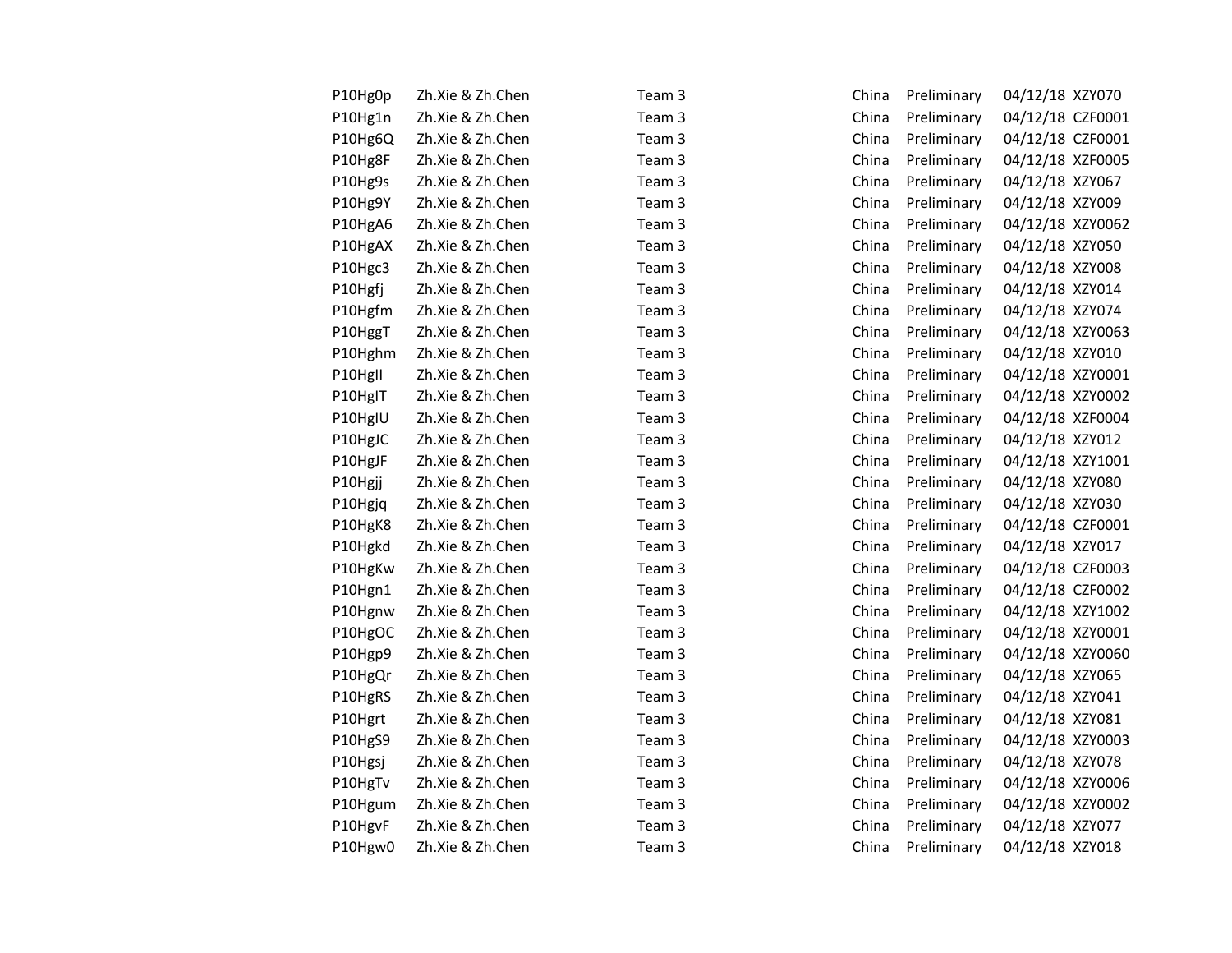| | | | | | | |
|---|---|---|---|---|---|---|
| P10Hg0p | Zh.Xie & Zh.Chen | Team 3 | China | Preliminary | 04/12/18 | XZY070 |
| P10Hg1n | Zh.Xie & Zh.Chen | Team 3 | China | Preliminary | 04/12/18 | CZF0001 |
| P10Hg6Q | Zh.Xie & Zh.Chen | Team 3 | China | Preliminary | 04/12/18 | CZF0001 |
| P10Hg8F | Zh.Xie & Zh.Chen | Team 3 | China | Preliminary | 04/12/18 | XZF0005 |
| P10Hg9s | Zh.Xie & Zh.Chen | Team 3 | China | Preliminary | 04/12/18 | XZY067 |
| P10Hg9Y | Zh.Xie & Zh.Chen | Team 3 | China | Preliminary | 04/12/18 | XZY009 |
| P10HgA6 | Zh.Xie & Zh.Chen | Team 3 | China | Preliminary | 04/12/18 | XZY0062 |
| P10HgAX | Zh.Xie & Zh.Chen | Team 3 | China | Preliminary | 04/12/18 | XZY050 |
| P10Hgc3 | Zh.Xie & Zh.Chen | Team 3 | China | Preliminary | 04/12/18 | XZY008 |
| P10Hgfj | Zh.Xie & Zh.Chen | Team 3 | China | Preliminary | 04/12/18 | XZY014 |
| P10Hgfm | Zh.Xie & Zh.Chen | Team 3 | China | Preliminary | 04/12/18 | XZY074 |
| P10HggT | Zh.Xie & Zh.Chen | Team 3 | China | Preliminary | 04/12/18 | XZY0063 |
| P10Hghm | Zh.Xie & Zh.Chen | Team 3 | China | Preliminary | 04/12/18 | XZY010 |
| P10HgII | Zh.Xie & Zh.Chen | Team 3 | China | Preliminary | 04/12/18 | XZY0001 |
| P10HgIT | Zh.Xie & Zh.Chen | Team 3 | China | Preliminary | 04/12/18 | XZY0002 |
| P10HgIU | Zh.Xie & Zh.Chen | Team 3 | China | Preliminary | 04/12/18 | XZF0004 |
| P10HgJC | Zh.Xie & Zh.Chen | Team 3 | China | Preliminary | 04/12/18 | XZY012 |
| P10HgJF | Zh.Xie & Zh.Chen | Team 3 | China | Preliminary | 04/12/18 | XZY1001 |
| P10Hgjj | Zh.Xie & Zh.Chen | Team 3 | China | Preliminary | 04/12/18 | XZY080 |
| P10Hgjq | Zh.Xie & Zh.Chen | Team 3 | China | Preliminary | 04/12/18 | XZY030 |
| P10HgK8 | Zh.Xie & Zh.Chen | Team 3 | China | Preliminary | 04/12/18 | CZF0001 |
| P10Hgkd | Zh.Xie & Zh.Chen | Team 3 | China | Preliminary | 04/12/18 | XZY017 |
| P10HgKw | Zh.Xie & Zh.Chen | Team 3 | China | Preliminary | 04/12/18 | CZF0003 |
| P10Hgn1 | Zh.Xie & Zh.Chen | Team 3 | China | Preliminary | 04/12/18 | CZF0002 |
| P10Hgnw | Zh.Xie & Zh.Chen | Team 3 | China | Preliminary | 04/12/18 | XZY1002 |
| P10HgOC | Zh.Xie & Zh.Chen | Team 3 | China | Preliminary | 04/12/18 | XZY0001 |
| P10Hgp9 | Zh.Xie & Zh.Chen | Team 3 | China | Preliminary | 04/12/18 | XZY0060 |
| P10HgQr | Zh.Xie & Zh.Chen | Team 3 | China | Preliminary | 04/12/18 | XZY065 |
| P10HgRS | Zh.Xie & Zh.Chen | Team 3 | China | Preliminary | 04/12/18 | XZY041 |
| P10Hgrt | Zh.Xie & Zh.Chen | Team 3 | China | Preliminary | 04/12/18 | XZY081 |
| P10HgS9 | Zh.Xie & Zh.Chen | Team 3 | China | Preliminary | 04/12/18 | XZY0003 |
| P10Hgsj | Zh.Xie & Zh.Chen | Team 3 | China | Preliminary | 04/12/18 | XZY078 |
| P10HgTv | Zh.Xie & Zh.Chen | Team 3 | China | Preliminary | 04/12/18 | XZY0006 |
| P10Hgum | Zh.Xie & Zh.Chen | Team 3 | China | Preliminary | 04/12/18 | XZY0002 |
| P10HgvF | Zh.Xie & Zh.Chen | Team 3 | China | Preliminary | 04/12/18 | XZY077 |
| P10Hgw0 | Zh.Xie & Zh.Chen | Team 3 | China | Preliminary | 04/12/18 | XZY018 |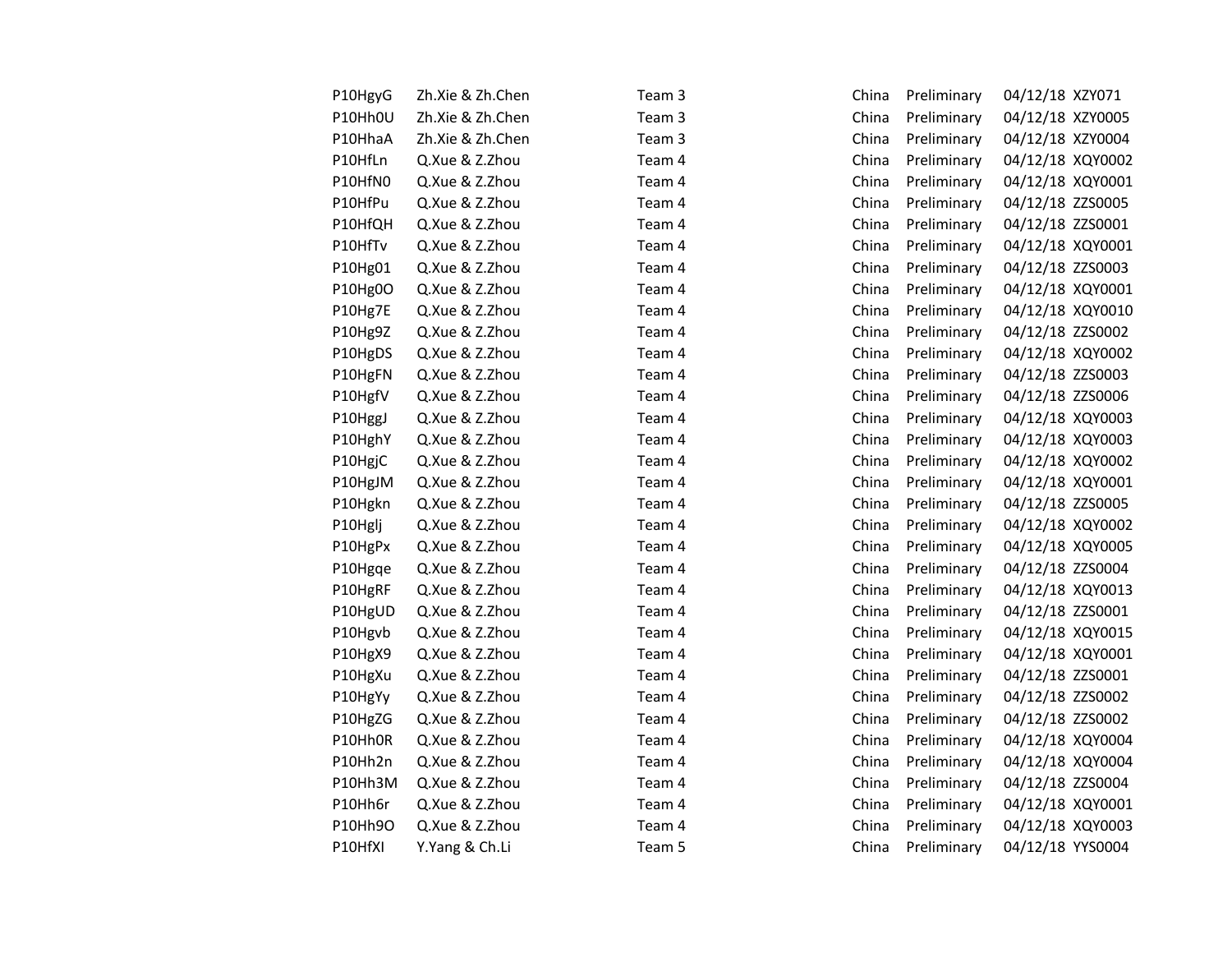| | | | | | | |
|---|---|---|---|---|---|---|
| P10HgyG | Zh.Xie & Zh.Chen | Team 3 | China | Preliminary | 04/12/18 | XZY071 |
| P10Hh0U | Zh.Xie & Zh.Chen | Team 3 | China | Preliminary | 04/12/18 | XZY0005 |
| P10HhaA | Zh.Xie & Zh.Chen | Team 3 | China | Preliminary | 04/12/18 | XZY0004 |
| P10HfLn | Q.Xue & Z.Zhou | Team 4 | China | Preliminary | 04/12/18 | XQY0002 |
| P10HfN0 | Q.Xue & Z.Zhou | Team 4 | China | Preliminary | 04/12/18 | XQY0001 |
| P10HfPu | Q.Xue & Z.Zhou | Team 4 | China | Preliminary | 04/12/18 | ZZS0005 |
| P10HfQH | Q.Xue & Z.Zhou | Team 4 | China | Preliminary | 04/12/18 | ZZS0001 |
| P10HfTv | Q.Xue & Z.Zhou | Team 4 | China | Preliminary | 04/12/18 | XQY0001 |
| P10Hg01 | Q.Xue & Z.Zhou | Team 4 | China | Preliminary | 04/12/18 | ZZS0003 |
| P10Hg0O | Q.Xue & Z.Zhou | Team 4 | China | Preliminary | 04/12/18 | XQY0001 |
| P10Hg7E | Q.Xue & Z.Zhou | Team 4 | China | Preliminary | 04/12/18 | XQY0010 |
| P10Hg9Z | Q.Xue & Z.Zhou | Team 4 | China | Preliminary | 04/12/18 | ZZS0002 |
| P10HgDS | Q.Xue & Z.Zhou | Team 4 | China | Preliminary | 04/12/18 | XQY0002 |
| P10HgFN | Q.Xue & Z.Zhou | Team 4 | China | Preliminary | 04/12/18 | ZZS0003 |
| P10HgfV | Q.Xue & Z.Zhou | Team 4 | China | Preliminary | 04/12/18 | ZZS0006 |
| P10HggJ | Q.Xue & Z.Zhou | Team 4 | China | Preliminary | 04/12/18 | XQY0003 |
| P10HghY | Q.Xue & Z.Zhou | Team 4 | China | Preliminary | 04/12/18 | XQY0003 |
| P10HgjC | Q.Xue & Z.Zhou | Team 4 | China | Preliminary | 04/12/18 | XQY0002 |
| P10HgJM | Q.Xue & Z.Zhou | Team 4 | China | Preliminary | 04/12/18 | XQY0001 |
| P10Hgkn | Q.Xue & Z.Zhou | Team 4 | China | Preliminary | 04/12/18 | ZZS0005 |
| P10Hglj | Q.Xue & Z.Zhou | Team 4 | China | Preliminary | 04/12/18 | XQY0002 |
| P10HgPx | Q.Xue & Z.Zhou | Team 4 | China | Preliminary | 04/12/18 | XQY0005 |
| P10Hgqe | Q.Xue & Z.Zhou | Team 4 | China | Preliminary | 04/12/18 | ZZS0004 |
| P10HgRF | Q.Xue & Z.Zhou | Team 4 | China | Preliminary | 04/12/18 | XQY0013 |
| P10HgUD | Q.Xue & Z.Zhou | Team 4 | China | Preliminary | 04/12/18 | ZZS0001 |
| P10Hgvb | Q.Xue & Z.Zhou | Team 4 | China | Preliminary | 04/12/18 | XQY0015 |
| P10HgX9 | Q.Xue & Z.Zhou | Team 4 | China | Preliminary | 04/12/18 | XQY0001 |
| P10HgXu | Q.Xue & Z.Zhou | Team 4 | China | Preliminary | 04/12/18 | ZZS0001 |
| P10HgYy | Q.Xue & Z.Zhou | Team 4 | China | Preliminary | 04/12/18 | ZZS0002 |
| P10HgZG | Q.Xue & Z.Zhou | Team 4 | China | Preliminary | 04/12/18 | ZZS0002 |
| P10Hh0R | Q.Xue & Z.Zhou | Team 4 | China | Preliminary | 04/12/18 | XQY0004 |
| P10Hh2n | Q.Xue & Z.Zhou | Team 4 | China | Preliminary | 04/12/18 | XQY0004 |
| P10Hh3M | Q.Xue & Z.Zhou | Team 4 | China | Preliminary | 04/12/18 | ZZS0004 |
| P10Hh6r | Q.Xue & Z.Zhou | Team 4 | China | Preliminary | 04/12/18 | XQY0001 |
| P10Hh9O | Q.Xue & Z.Zhou | Team 4 | China | Preliminary | 04/12/18 | XQY0003 |
| P10HfXI | Y.Yang & Ch.Li | Team 5 | China | Preliminary | 04/12/18 | YYS0004 |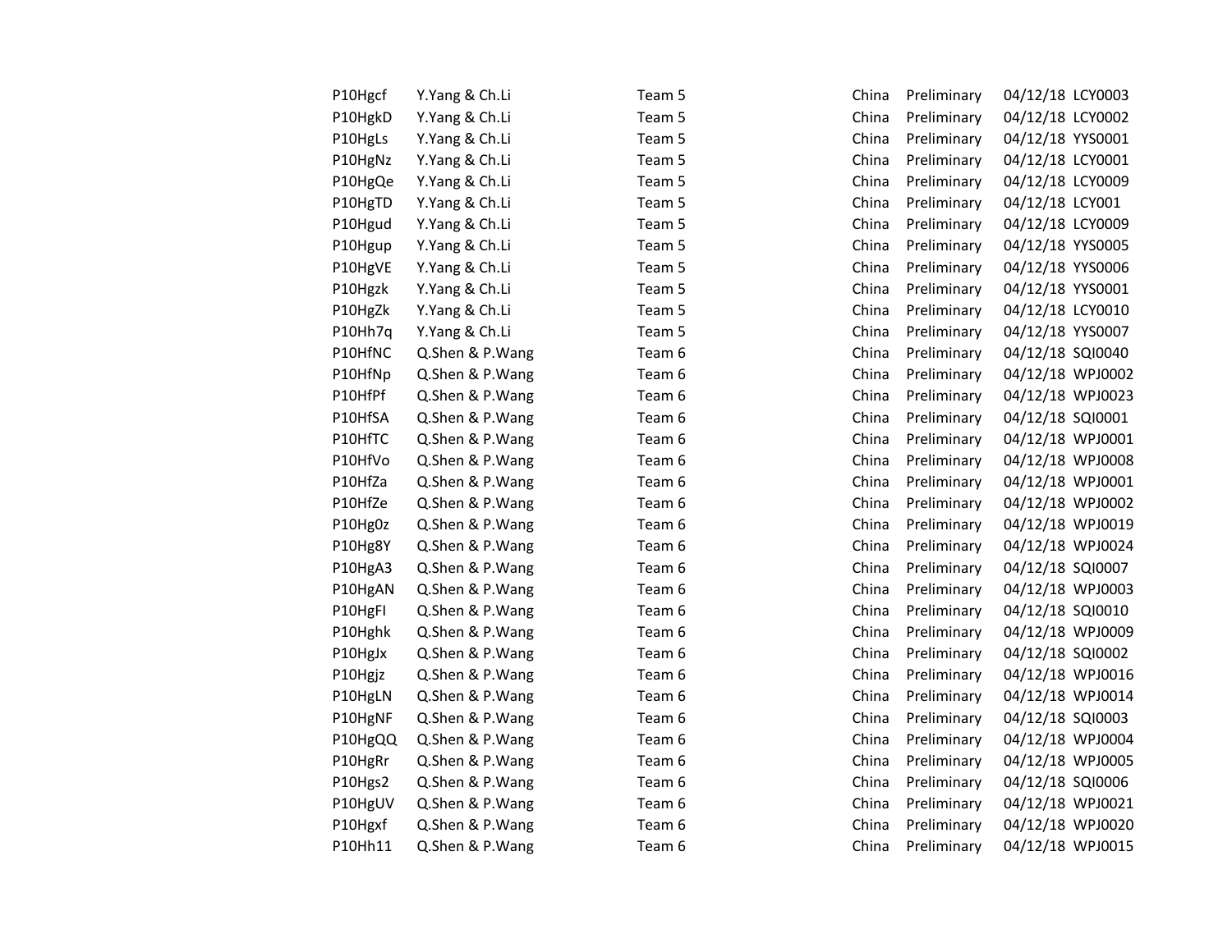| | | | | | | |
|---|---|---|---|---|---|---|
| P10Hgcf | Y.Yang & Ch.Li | Team 5 | China | Preliminary | 04/12/18 | LCY0003 |
| P10HgkD | Y.Yang & Ch.Li | Team 5 | China | Preliminary | 04/12/18 | LCY0002 |
| P10HgLs | Y.Yang & Ch.Li | Team 5 | China | Preliminary | 04/12/18 | YYS0001 |
| P10HgNz | Y.Yang & Ch.Li | Team 5 | China | Preliminary | 04/12/18 | LCY0001 |
| P10HgQe | Y.Yang & Ch.Li | Team 5 | China | Preliminary | 04/12/18 | LCY0009 |
| P10HgTD | Y.Yang & Ch.Li | Team 5 | China | Preliminary | 04/12/18 | LCY001 |
| P10Hgud | Y.Yang & Ch.Li | Team 5 | China | Preliminary | 04/12/18 | LCY0009 |
| P10Hgup | Y.Yang & Ch.Li | Team 5 | China | Preliminary | 04/12/18 | YYS0005 |
| P10HgVE | Y.Yang & Ch.Li | Team 5 | China | Preliminary | 04/12/18 | YYS0006 |
| P10Hgzk | Y.Yang & Ch.Li | Team 5 | China | Preliminary | 04/12/18 | YYS0001 |
| P10HgZk | Y.Yang & Ch.Li | Team 5 | China | Preliminary | 04/12/18 | LCY0010 |
| P10Hh7q | Y.Yang & Ch.Li | Team 5 | China | Preliminary | 04/12/18 | YYS0007 |
| P10HfNC | Q.Shen & P.Wang | Team 6 | China | Preliminary | 04/12/18 | SQI0040 |
| P10HfNp | Q.Shen & P.Wang | Team 6 | China | Preliminary | 04/12/18 | WPJ0002 |
| P10HfPf | Q.Shen & P.Wang | Team 6 | China | Preliminary | 04/12/18 | WPJ0023 |
| P10HfSA | Q.Shen & P.Wang | Team 6 | China | Preliminary | 04/12/18 | SQI0001 |
| P10HfTC | Q.Shen & P.Wang | Team 6 | China | Preliminary | 04/12/18 | WPJ0001 |
| P10HfVo | Q.Shen & P.Wang | Team 6 | China | Preliminary | 04/12/18 | WPJ0008 |
| P10HfZa | Q.Shen & P.Wang | Team 6 | China | Preliminary | 04/12/18 | WPJ0001 |
| P10HfZe | Q.Shen & P.Wang | Team 6 | China | Preliminary | 04/12/18 | WPJ0002 |
| P10Hg0z | Q.Shen & P.Wang | Team 6 | China | Preliminary | 04/12/18 | WPJ0019 |
| P10Hg8Y | Q.Shen & P.Wang | Team 6 | China | Preliminary | 04/12/18 | WPJ0024 |
| P10HgA3 | Q.Shen & P.Wang | Team 6 | China | Preliminary | 04/12/18 | SQI0007 |
| P10HgAN | Q.Shen & P.Wang | Team 6 | China | Preliminary | 04/12/18 | WPJ0003 |
| P10HgFI | Q.Shen & P.Wang | Team 6 | China | Preliminary | 04/12/18 | SQI0010 |
| P10Hghk | Q.Shen & P.Wang | Team 6 | China | Preliminary | 04/12/18 | WPJ0009 |
| P10HgJx | Q.Shen & P.Wang | Team 6 | China | Preliminary | 04/12/18 | SQI0002 |
| P10Hgjz | Q.Shen & P.Wang | Team 6 | China | Preliminary | 04/12/18 | WPJ0016 |
| P10HgLN | Q.Shen & P.Wang | Team 6 | China | Preliminary | 04/12/18 | WPJ0014 |
| P10HgNF | Q.Shen & P.Wang | Team 6 | China | Preliminary | 04/12/18 | SQI0003 |
| P10HgQQ | Q.Shen & P.Wang | Team 6 | China | Preliminary | 04/12/18 | WPJ0004 |
| P10HgRr | Q.Shen & P.Wang | Team 6 | China | Preliminary | 04/12/18 | WPJ0005 |
| P10Hgs2 | Q.Shen & P.Wang | Team 6 | China | Preliminary | 04/12/18 | SQI0006 |
| P10HgUV | Q.Shen & P.Wang | Team 6 | China | Preliminary | 04/12/18 | WPJ0021 |
| P10Hgxf | Q.Shen & P.Wang | Team 6 | China | Preliminary | 04/12/18 | WPJ0020 |
| P10Hh11 | Q.Shen & P.Wang | Team 6 | China | Preliminary | 04/12/18 | WPJ0015 |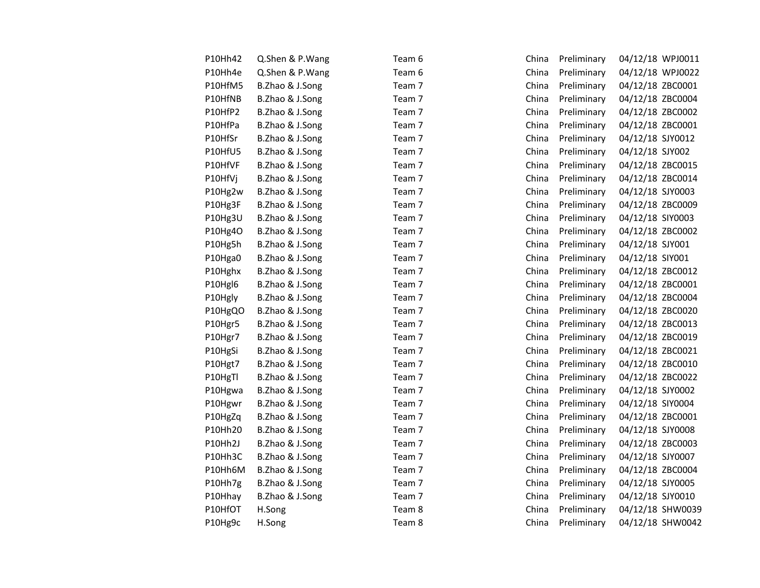| | | | | | | |
|---|---|---|---|---|---|---|
| P10Hh42 | Q.Shen & P.Wang | Team 6 | China | Preliminary | 04/12/18 | WPJ0011 |
| P10Hh4e | Q.Shen & P.Wang | Team 6 | China | Preliminary | 04/12/18 | WPJ0022 |
| P10HfM5 | B.Zhao & J.Song | Team 7 | China | Preliminary | 04/12/18 | ZBC0001 |
| P10HfNB | B.Zhao & J.Song | Team 7 | China | Preliminary | 04/12/18 | ZBC0004 |
| P10HfP2 | B.Zhao & J.Song | Team 7 | China | Preliminary | 04/12/18 | ZBC0002 |
| P10HfPa | B.Zhao & J.Song | Team 7 | China | Preliminary | 04/12/18 | ZBC0001 |
| P10HfSr | B.Zhao & J.Song | Team 7 | China | Preliminary | 04/12/18 | SJY0012 |
| P10HfU5 | B.Zhao & J.Song | Team 7 | China | Preliminary | 04/12/18 | SJY002 |
| P10HfVF | B.Zhao & J.Song | Team 7 | China | Preliminary | 04/12/18 | ZBC0015 |
| P10HfVj | B.Zhao & J.Song | Team 7 | China | Preliminary | 04/12/18 | ZBC0014 |
| P10Hg2w | B.Zhao & J.Song | Team 7 | China | Preliminary | 04/12/18 | SJY0003 |
| P10Hg3F | B.Zhao & J.Song | Team 7 | China | Preliminary | 04/12/18 | ZBC0009 |
| P10Hg3U | B.Zhao & J.Song | Team 7 | China | Preliminary | 04/12/18 | SIY0003 |
| P10Hg4O | B.Zhao & J.Song | Team 7 | China | Preliminary | 04/12/18 | ZBC0002 |
| P10Hg5h | B.Zhao & J.Song | Team 7 | China | Preliminary | 04/12/18 | SJY001 |
| P10Hga0 | B.Zhao & J.Song | Team 7 | China | Preliminary | 04/12/18 | SIY001 |
| P10Hghx | B.Zhao & J.Song | Team 7 | China | Preliminary | 04/12/18 | ZBC0012 |
| P10Hgl6 | B.Zhao & J.Song | Team 7 | China | Preliminary | 04/12/18 | ZBC0001 |
| P10Hgly | B.Zhao & J.Song | Team 7 | China | Preliminary | 04/12/18 | ZBC0004 |
| P10HgQO | B.Zhao & J.Song | Team 7 | China | Preliminary | 04/12/18 | ZBC0020 |
| P10Hgr5 | B.Zhao & J.Song | Team 7 | China | Preliminary | 04/12/18 | ZBC0013 |
| P10Hgr7 | B.Zhao & J.Song | Team 7 | China | Preliminary | 04/12/18 | ZBC0019 |
| P10HgSi | B.Zhao & J.Song | Team 7 | China | Preliminary | 04/12/18 | ZBC0021 |
| P10Hgt7 | B.Zhao & J.Song | Team 7 | China | Preliminary | 04/12/18 | ZBC0010 |
| P10HgTl | B.Zhao & J.Song | Team 7 | China | Preliminary | 04/12/18 | ZBC0022 |
| P10Hgwa | B.Zhao & J.Song | Team 7 | China | Preliminary | 04/12/18 | SJY0002 |
| P10Hgwr | B.Zhao & J.Song | Team 7 | China | Preliminary | 04/12/18 | SIY0004 |
| P10HgZq | B.Zhao & J.Song | Team 7 | China | Preliminary | 04/12/18 | ZBC0001 |
| P10Hh20 | B.Zhao & J.Song | Team 7 | China | Preliminary | 04/12/18 | SJY0008 |
| P10Hh2J | B.Zhao & J.Song | Team 7 | China | Preliminary | 04/12/18 | ZBC0003 |
| P10Hh3C | B.Zhao & J.Song | Team 7 | China | Preliminary | 04/12/18 | SJY0007 |
| P10Hh6M | B.Zhao & J.Song | Team 7 | China | Preliminary | 04/12/18 | ZBC0004 |
| P10Hh7g | B.Zhao & J.Song | Team 7 | China | Preliminary | 04/12/18 | SJY0005 |
| P10Hhay | B.Zhao & J.Song | Team 7 | China | Preliminary | 04/12/18 | SJY0010 |
| P10HfOT | H.Song | Team 8 | China | Preliminary | 04/12/18 | SHW0039 |
| P10Hg9c | H.Song | Team 8 | China | Preliminary | 04/12/18 | SHW0042 |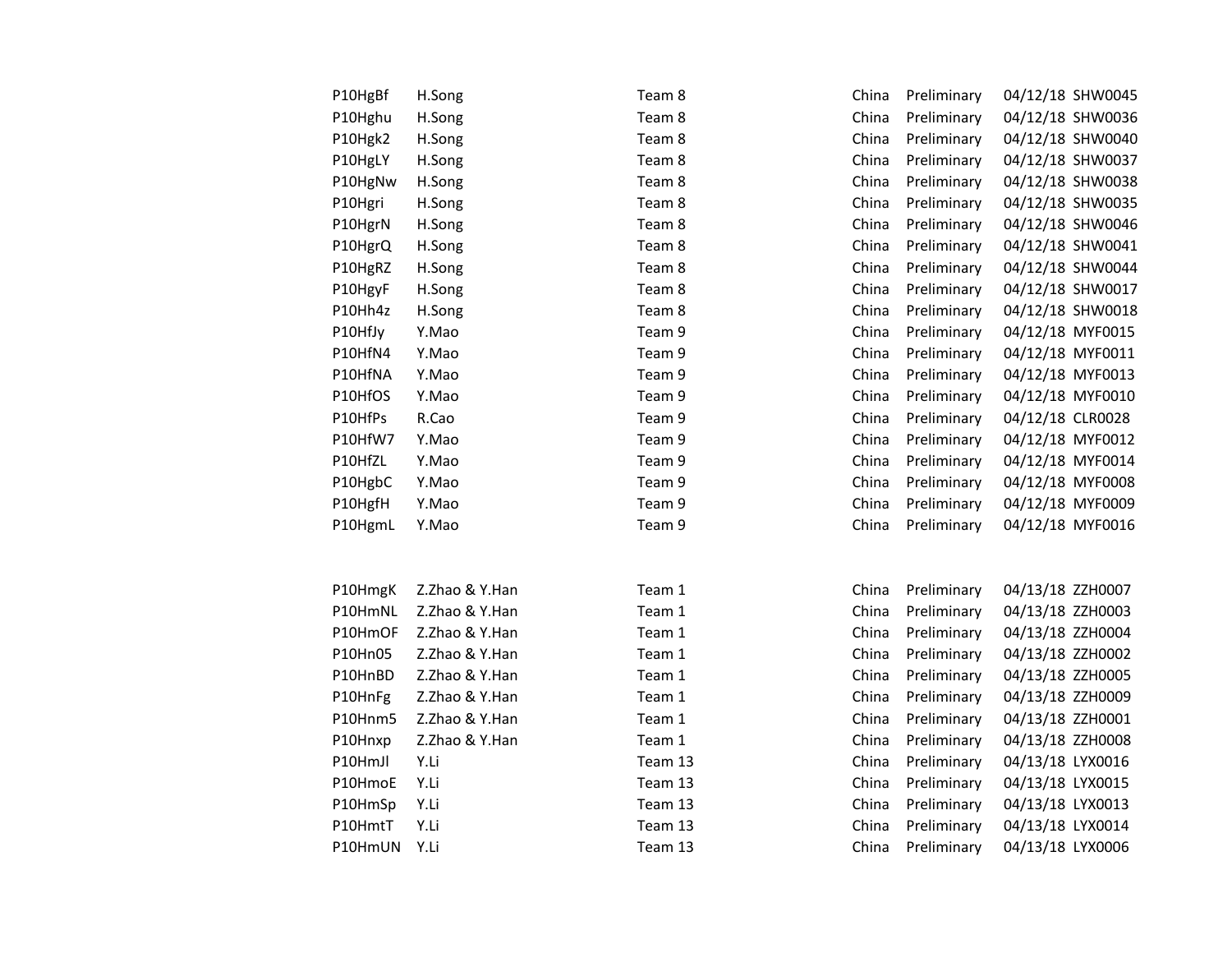| | | | | | | |
|---|---|---|---|---|---|---|
| P10HgBf | H.Song | Team 8 | China | Preliminary | 04/12/18 | SHW0045 |
| P10Hghu | H.Song | Team 8 | China | Preliminary | 04/12/18 | SHW0036 |
| P10Hgk2 | H.Song | Team 8 | China | Preliminary | 04/12/18 | SHW0040 |
| P10HgLY | H.Song | Team 8 | China | Preliminary | 04/12/18 | SHW0037 |
| P10HgNw | H.Song | Team 8 | China | Preliminary | 04/12/18 | SHW0038 |
| P10Hgri | H.Song | Team 8 | China | Preliminary | 04/12/18 | SHW0035 |
| P10HgrN | H.Song | Team 8 | China | Preliminary | 04/12/18 | SHW0046 |
| P10HgrQ | H.Song | Team 8 | China | Preliminary | 04/12/18 | SHW0041 |
| P10HgRZ | H.Song | Team 8 | China | Preliminary | 04/12/18 | SHW0044 |
| P10HgyF | H.Song | Team 8 | China | Preliminary | 04/12/18 | SHW0017 |
| P10Hh4z | H.Song | Team 8 | China | Preliminary | 04/12/18 | SHW0018 |
| P10HfJy | Y.Mao | Team 9 | China | Preliminary | 04/12/18 | MYF0015 |
| P10HfN4 | Y.Mao | Team 9 | China | Preliminary | 04/12/18 | MYF0011 |
| P10HfNA | Y.Mao | Team 9 | China | Preliminary | 04/12/18 | MYF0013 |
| P10HfOS | Y.Mao | Team 9 | China | Preliminary | 04/12/18 | MYF0010 |
| P10HfPs | R.Cao | Team 9 | China | Preliminary | 04/12/18 | CLR0028 |
| P10HfW7 | Y.Mao | Team 9 | China | Preliminary | 04/12/18 | MYF0012 |
| P10HfZL | Y.Mao | Team 9 | China | Preliminary | 04/12/18 | MYF0014 |
| P10HgbC | Y.Mao | Team 9 | China | Preliminary | 04/12/18 | MYF0008 |
| P10HgfH | Y.Mao | Team 9 | China | Preliminary | 04/12/18 | MYF0009 |
| P10HgmL | Y.Mao | Team 9 | China | Preliminary | 04/12/18 | MYF0016 |
| | | | | | | |
| P10HmgK | Z.Zhao & Y.Han | Team 1 | China | Preliminary | 04/13/18 | ZZH0007 |
| P10HmNL | Z.Zhao & Y.Han | Team 1 | China | Preliminary | 04/13/18 | ZZH0003 |
| P10HmOF | Z.Zhao & Y.Han | Team 1 | China | Preliminary | 04/13/18 | ZZH0004 |
| P10Hn05 | Z.Zhao & Y.Han | Team 1 | China | Preliminary | 04/13/18 | ZZH0002 |
| P10HnBD | Z.Zhao & Y.Han | Team 1 | China | Preliminary | 04/13/18 | ZZH0005 |
| P10HnFg | Z.Zhao & Y.Han | Team 1 | China | Preliminary | 04/13/18 | ZZH0009 |
| P10Hnm5 | Z.Zhao & Y.Han | Team 1 | China | Preliminary | 04/13/18 | ZZH0001 |
| P10Hnxp | Z.Zhao & Y.Han | Team 1 | China | Preliminary | 04/13/18 | ZZH0008 |
| P10HmJl | Y.Li | Team 13 | China | Preliminary | 04/13/18 | LYX0016 |
| P10HmoE | Y.Li | Team 13 | China | Preliminary | 04/13/18 | LYX0015 |
| P10HmSp | Y.Li | Team 13 | China | Preliminary | 04/13/18 | LYX0013 |
| P10HmtT | Y.Li | Team 13 | China | Preliminary | 04/13/18 | LYX0014 |
| P10HmUN | Y.Li | Team 13 | China | Preliminary | 04/13/18 | LYX0006 |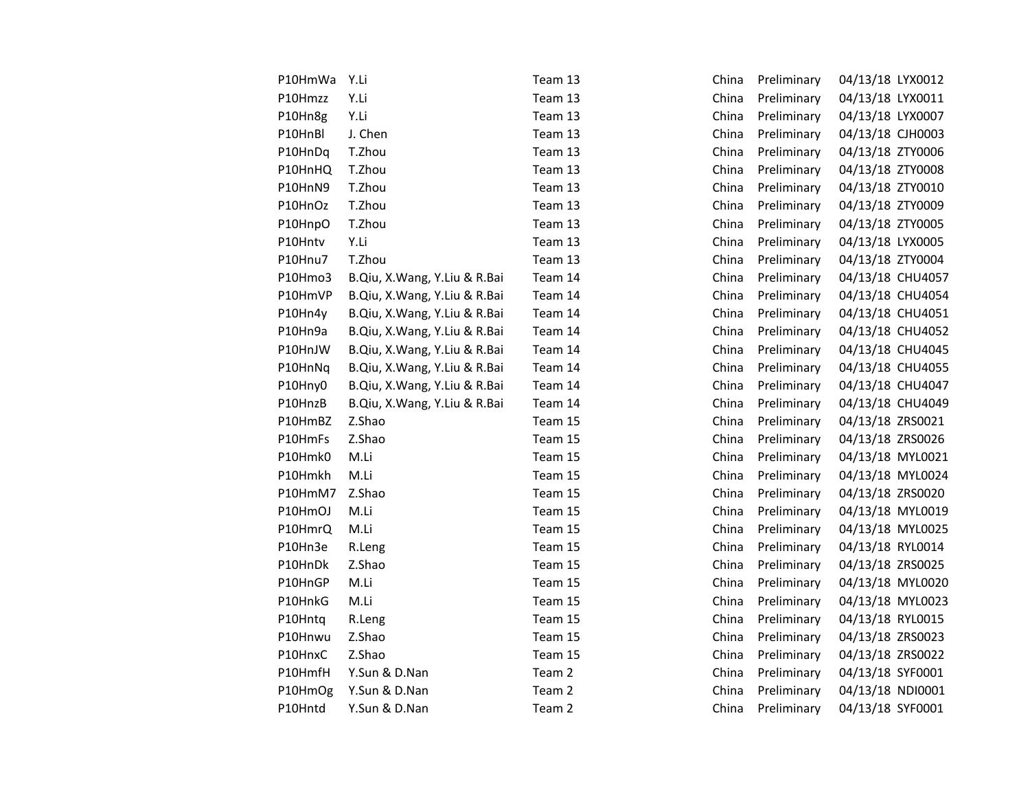| | | | | | | |
|---|---|---|---|---|---|---|
| P10HmWa | Y.Li | Team 13 | China | Preliminary | 04/13/18 | LYX0012 |
| P10Hmzz | Y.Li | Team 13 | China | Preliminary | 04/13/18 | LYX0011 |
| P10Hn8g | Y.Li | Team 13 | China | Preliminary | 04/13/18 | LYX0007 |
| P10HnBl | J. Chen | Team 13 | China | Preliminary | 04/13/18 | CJH0003 |
| P10HnDq | T.Zhou | Team 13 | China | Preliminary | 04/13/18 | ZTY0006 |
| P10HnHQ | T.Zhou | Team 13 | China | Preliminary | 04/13/18 | ZTY0008 |
| P10HnN9 | T.Zhou | Team 13 | China | Preliminary | 04/13/18 | ZTY0010 |
| P10HnOz | T.Zhou | Team 13 | China | Preliminary | 04/13/18 | ZTY0009 |
| P10HnpO | T.Zhou | Team 13 | China | Preliminary | 04/13/18 | ZTY0005 |
| P10Hntv | Y.Li | Team 13 | China | Preliminary | 04/13/18 | LYX0005 |
| P10Hnu7 | T.Zhou | Team 13 | China | Preliminary | 04/13/18 | ZTY0004 |
| P10Hmo3 | B.Qiu, X.Wang, Y.Liu & R.Bai | Team 14 | China | Preliminary | 04/13/18 | CHU4057 |
| P10HmVP | B.Qiu, X.Wang, Y.Liu & R.Bai | Team 14 | China | Preliminary | 04/13/18 | CHU4054 |
| P10Hn4y | B.Qiu, X.Wang, Y.Liu & R.Bai | Team 14 | China | Preliminary | 04/13/18 | CHU4051 |
| P10Hn9a | B.Qiu, X.Wang, Y.Liu & R.Bai | Team 14 | China | Preliminary | 04/13/18 | CHU4052 |
| P10HnJW | B.Qiu, X.Wang, Y.Liu & R.Bai | Team 14 | China | Preliminary | 04/13/18 | CHU4045 |
| P10HnNq | B.Qiu, X.Wang, Y.Liu & R.Bai | Team 14 | China | Preliminary | 04/13/18 | CHU4055 |
| P10Hny0 | B.Qiu, X.Wang, Y.Liu & R.Bai | Team 14 | China | Preliminary | 04/13/18 | CHU4047 |
| P10HnzB | B.Qiu, X.Wang, Y.Liu & R.Bai | Team 14 | China | Preliminary | 04/13/18 | CHU4049 |
| P10HmBZ | Z.Shao | Team 15 | China | Preliminary | 04/13/18 | ZRS0021 |
| P10HmFs | Z.Shao | Team 15 | China | Preliminary | 04/13/18 | ZRS0026 |
| P10Hmk0 | M.Li | Team 15 | China | Preliminary | 04/13/18 | MYL0021 |
| P10Hmkh | M.Li | Team 15 | China | Preliminary | 04/13/18 | MYL0024 |
| P10HmM7 | Z.Shao | Team 15 | China | Preliminary | 04/13/18 | ZRS0020 |
| P10HmOJ | M.Li | Team 15 | China | Preliminary | 04/13/18 | MYL0019 |
| P10HmrQ | M.Li | Team 15 | China | Preliminary | 04/13/18 | MYL0025 |
| P10Hn3e | R.Leng | Team 15 | China | Preliminary | 04/13/18 | RYL0014 |
| P10HnDk | Z.Shao | Team 15 | China | Preliminary | 04/13/18 | ZRS0025 |
| P10HnGP | M.Li | Team 15 | China | Preliminary | 04/13/18 | MYL0020 |
| P10HnkG | M.Li | Team 15 | China | Preliminary | 04/13/18 | MYL0023 |
| P10Hntq | R.Leng | Team 15 | China | Preliminary | 04/13/18 | RYL0015 |
| P10Hnwu | Z.Shao | Team 15 | China | Preliminary | 04/13/18 | ZRS0023 |
| P10HnxC | Z.Shao | Team 15 | China | Preliminary | 04/13/18 | ZRS0022 |
| P10HmfH | Y.Sun & D.Nan | Team 2 | China | Preliminary | 04/13/18 | SYF0001 |
| P10HmOg | Y.Sun & D.Nan | Team 2 | China | Preliminary | 04/13/18 | NDI0001 |
| P10Hntd | Y.Sun & D.Nan | Team 2 | China | Preliminary | 04/13/18 | SYF0001 |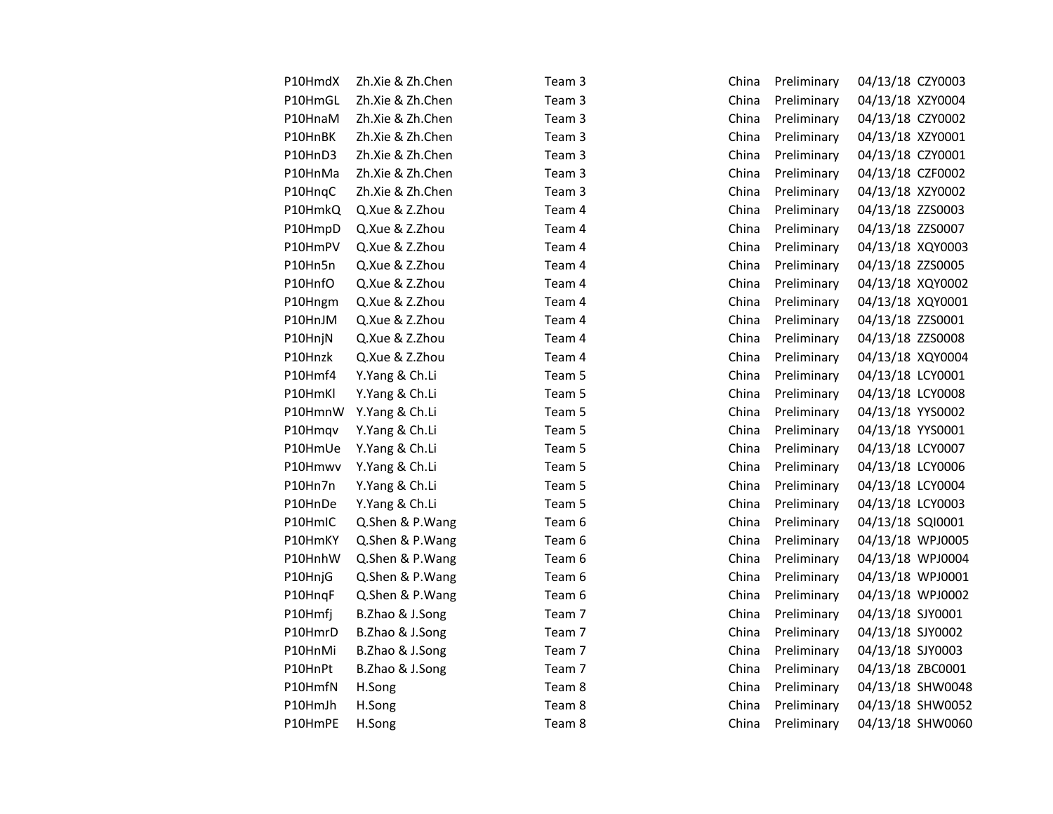| | | | | | | |
|---|---|---|---|---|---|---|
| P10HmdX | Zh.Xie & Zh.Chen | Team 3 | China | Preliminary | 04/13/18 | CZY0003 |
| P10HmGL | Zh.Xie & Zh.Chen | Team 3 | China | Preliminary | 04/13/18 | XZY0004 |
| P10HnaM | Zh.Xie & Zh.Chen | Team 3 | China | Preliminary | 04/13/18 | CZY0002 |
| P10HnBK | Zh.Xie & Zh.Chen | Team 3 | China | Preliminary | 04/13/18 | XZY0001 |
| P10HnD3 | Zh.Xie & Zh.Chen | Team 3 | China | Preliminary | 04/13/18 | CZY0001 |
| P10HnMa | Zh.Xie & Zh.Chen | Team 3 | China | Preliminary | 04/13/18 | CZF0002 |
| P10HnqC | Zh.Xie & Zh.Chen | Team 3 | China | Preliminary | 04/13/18 | XZY0002 |
| P10HmkQ | Q.Xue & Z.Zhou | Team 4 | China | Preliminary | 04/13/18 | ZZS0003 |
| P10HmpD | Q.Xue & Z.Zhou | Team 4 | China | Preliminary | 04/13/18 | ZZS0007 |
| P10HmPV | Q.Xue & Z.Zhou | Team 4 | China | Preliminary | 04/13/18 | XQY0003 |
| P10Hn5n | Q.Xue & Z.Zhou | Team 4 | China | Preliminary | 04/13/18 | ZZS0005 |
| P10HnfO | Q.Xue & Z.Zhou | Team 4 | China | Preliminary | 04/13/18 | XQY0002 |
| P10Hngm | Q.Xue & Z.Zhou | Team 4 | China | Preliminary | 04/13/18 | XQY0001 |
| P10HnJM | Q.Xue & Z.Zhou | Team 4 | China | Preliminary | 04/13/18 | ZZS0001 |
| P10HnjN | Q.Xue & Z.Zhou | Team 4 | China | Preliminary | 04/13/18 | ZZS0008 |
| P10Hnzk | Q.Xue & Z.Zhou | Team 4 | China | Preliminary | 04/13/18 | XQY0004 |
| P10Hmf4 | Y.Yang & Ch.Li | Team 5 | China | Preliminary | 04/13/18 | LCY0001 |
| P10HmKl | Y.Yang & Ch.Li | Team 5 | China | Preliminary | 04/13/18 | LCY0008 |
| P10HmnW | Y.Yang & Ch.Li | Team 5 | China | Preliminary | 04/13/18 | YYS0002 |
| P10Hmqv | Y.Yang & Ch.Li | Team 5 | China | Preliminary | 04/13/18 | YYS0001 |
| P10HmUe | Y.Yang & Ch.Li | Team 5 | China | Preliminary | 04/13/18 | LCY0007 |
| P10Hmwv | Y.Yang & Ch.Li | Team 5 | China | Preliminary | 04/13/18 | LCY0006 |
| P10Hn7n | Y.Yang & Ch.Li | Team 5 | China | Preliminary | 04/13/18 | LCY0004 |
| P10HnDe | Y.Yang & Ch.Li | Team 5 | China | Preliminary | 04/13/18 | LCY0003 |
| P10HmIC | Q.Shen & P.Wang | Team 6 | China | Preliminary | 04/13/18 | SQI0001 |
| P10HmKY | Q.Shen & P.Wang | Team 6 | China | Preliminary | 04/13/18 | WPJ0005 |
| P10HnhW | Q.Shen & P.Wang | Team 6 | China | Preliminary | 04/13/18 | WPJ0004 |
| P10HnjG | Q.Shen & P.Wang | Team 6 | China | Preliminary | 04/13/18 | WPJ0001 |
| P10HnqF | Q.Shen & P.Wang | Team 6 | China | Preliminary | 04/13/18 | WPJ0002 |
| P10Hmfj | B.Zhao & J.Song | Team 7 | China | Preliminary | 04/13/18 | SJY0001 |
| P10HmrD | B.Zhao & J.Song | Team 7 | China | Preliminary | 04/13/18 | SJY0002 |
| P10HnMi | B.Zhao & J.Song | Team 7 | China | Preliminary | 04/13/18 | SJY0003 |
| P10HnPt | B.Zhao & J.Song | Team 7 | China | Preliminary | 04/13/18 | ZBC0001 |
| P10HmfN | H.Song | Team 8 | China | Preliminary | 04/13/18 | SHW0048 |
| P10HmJh | H.Song | Team 8 | China | Preliminary | 04/13/18 | SHW0052 |
| P10HmPE | H.Song | Team 8 | China | Preliminary | 04/13/18 | SHW0060 |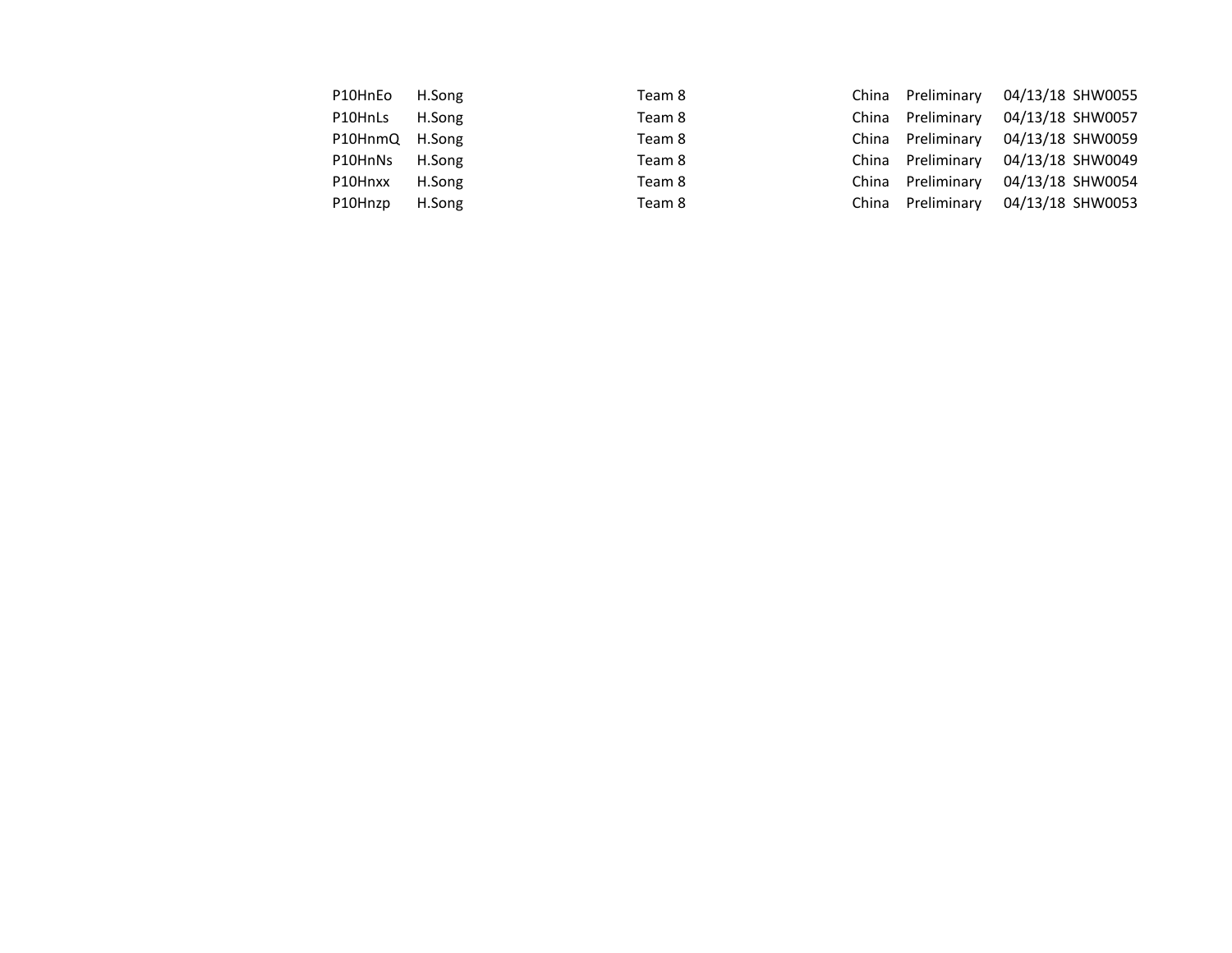| | | | | | | |
|---|---|---|---|---|---|---|
| P10HnEo | H.Song | Team 8 | China | Preliminary | 04/13/18 | SHW0055 |
| P10HnLs | H.Song | Team 8 | China | Preliminary | 04/13/18 | SHW0057 |
| P10HnmQ | H.Song | Team 8 | China | Preliminary | 04/13/18 | SHW0059 |
| P10HnNs | H.Song | Team 8 | China | Preliminary | 04/13/18 | SHW0049 |
| P10Hnxx | H.Song | Team 8 | China | Preliminary | 04/13/18 | SHW0054 |
| P10Hnzp | H.Song | Team 8 | China | Preliminary | 04/13/18 | SHW0053 |